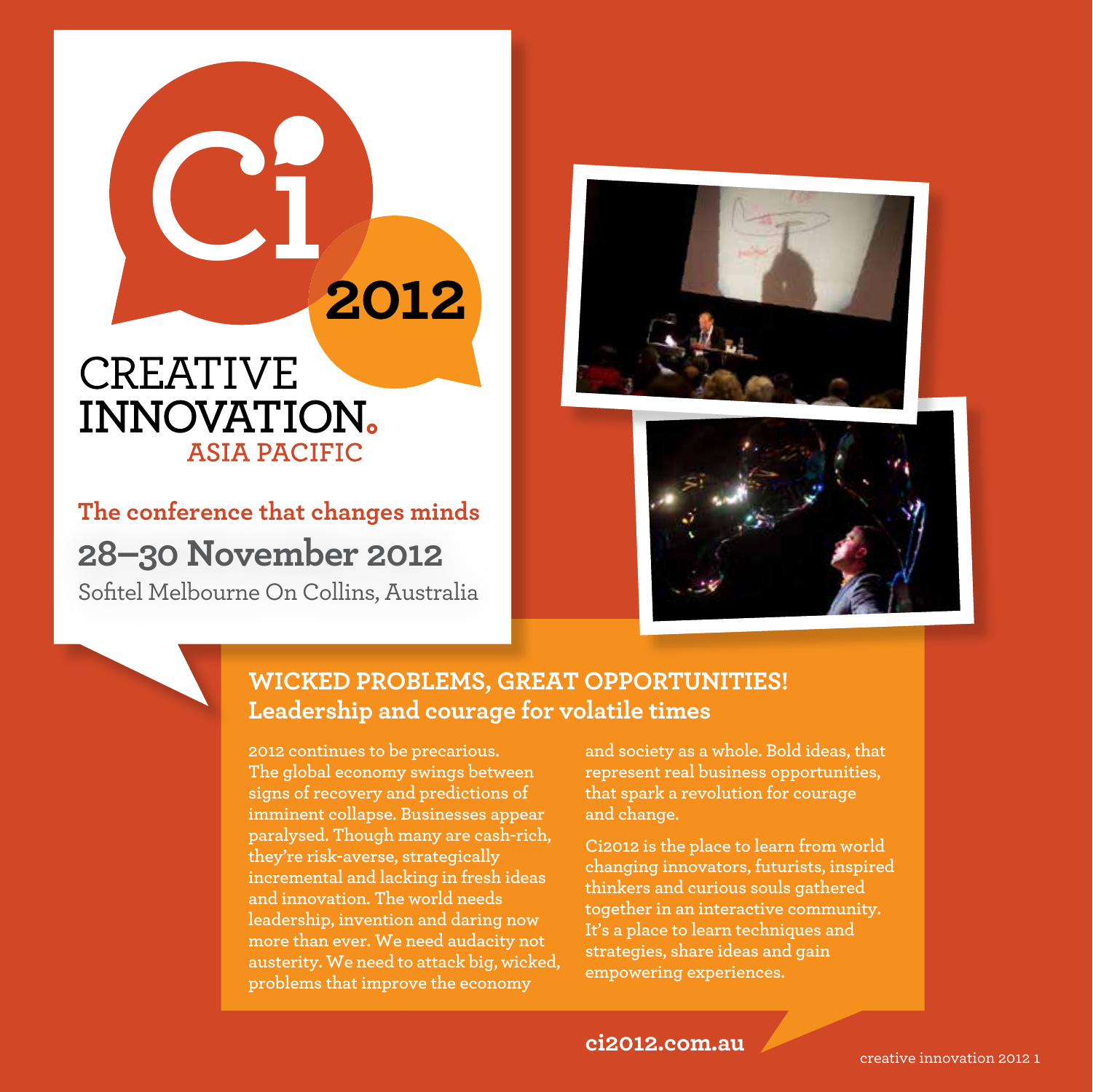# Ci 2012

# CREATIVE INNOVATION.
## ASIA PACIFIC

**The conference that changes minds**

**28–30 November 2012**

Sofitel Melbourne On Collins, Australia

## WICKED PROBLEMS, GREAT OPPORTUNITIES!
### Leadership and courage for volatile times

2012 continues to be precarious. The global economy swings between signs of recovery and predictions of imminent collapse. Businesses appear paralysed. Though many are cash-rich, they're risk-averse, strategically incremental and lacking in fresh ideas and innovation. The world needs leadership, invention and daring now more than ever. We need audacity not austerity. We need to attack big, wicked, problems that improve the economy and society as a whole. Bold ideas, that represent real business opportunities, that spark a revolution for courage and change.

Ci2012 is the place to learn from world changing innovators, futurists, inspired thinkers and curious souls gathered together in an interactive community. It's a place to learn techniques and strategies, share ideas and gain empowering experiences.

**ci2012.com.au**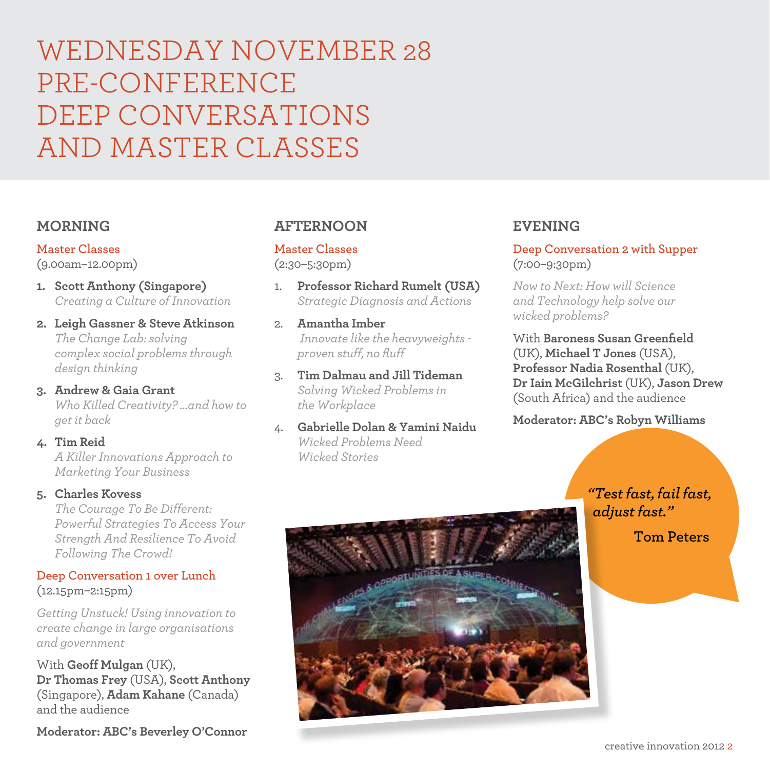# WEDNESDAY NOVEMBER 28 PRE-CONFERENCE DEEP CONVERSATIONS AND MASTER CLASSES

## MORNING

### Master Classes

(9.00am–12.00pm)

1. **Scott Anthony (Singapore)**
   *Creating a Culture of Innovation*
2. **Leigh Gassner & Steve Atkinson**
   *The Change Lab: solving complex social problems through design thinking*
3. **Andrew & Gaia Grant**
   *Who Killed Creativity? ...and how to get it back*
4. **Tim Reid**
   *A Killer Innovations Approach to Marketing Your Business*
5. **Charles Kovess**
   *The Courage To Be Different: Powerful Strategies To Access Your Strength And Resilience To Avoid Following The Crowd!*

### Deep Conversation 1 over Lunch

(12.15pm–2:15pm)

*Getting Unstuck! Using innovation to create change in large organisations and government*

With **Geoff Mulgan** (UK), **Dr Thomas Frey** (USA), **Scott Anthony** (Singapore), **Adam Kahane** (Canada) and the audience

**Moderator: ABC's Beverley O'Connor**

## AFTERNOON

### Master Classes

(2:30–5:30pm)

1. **Professor Richard Rumelt (USA)**
   *Strategic Diagnosis and Actions*
2. **Amantha Imber**
   *Innovate like the heavyweights - proven stuff, no fluff*
3. **Tim Dalmau and Jill Tideman**
   *Solving Wicked Problems in the Workplace*
4. **Gabrielle Dolan & Yamini Naidu**
   *Wicked Problems Need Wicked Stories*

## EVENING

### Deep Conversation 2 with Supper

(7:00–9:30pm)

*Now to Next: How will Science and Technology help solve our wicked problems?*

With **Baroness Susan Greenfield** (UK), **Michael T Jones** (USA), **Professor Nadia Rosenthal** (UK), **Dr Iain McGilchrist** (UK), **Jason Drew** (South Africa) and the audience

**Moderator: ABC's Robyn Williams**

*"Test fast, fail fast, adjust fast."*

**Tom Peters**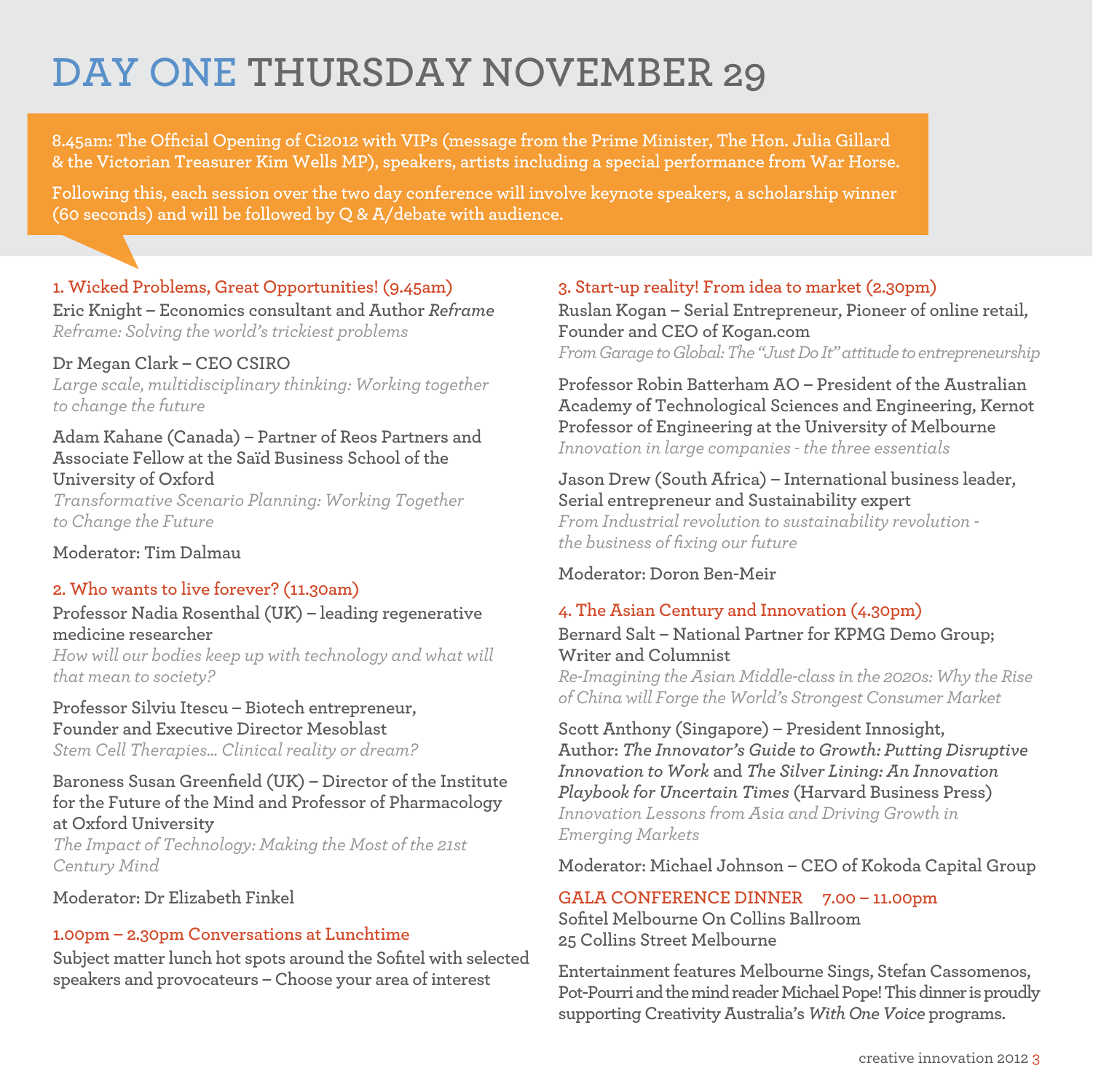# DAY ONE THURSDAY NOVEMBER 29

**8.45am: The Official Opening of Ci2012 with VIPs (message from the Prime Minister, The Hon. Julia Gillard & the Victorian Treasurer Kim Wells MP), speakers, artists including a special performance from War Horse.**

**Following this, each session over the two day conference will involve keynote speakers, a scholarship winner (60 seconds) and will be followed by Q & A/debate with audience.**

### 1. Wicked Problems, Great Opportunities! (9.45am)

**Eric Knight – Economics consultant and Author *Reframe***
*Reframe: Solving the world's trickiest problems*

**Dr Megan Clark – CEO CSIRO**
*Large scale, multidisciplinary thinking: Working together to change the future*

**Adam Kahane (Canada) – Partner of Reos Partners and Associate Fellow at the Saïd Business School of the University of Oxford**
*Transformative Scenario Planning: Working Together to Change the Future*

**Moderator: Tim Dalmau**

### 2. Who wants to live forever? (11.30am)

**Professor Nadia Rosenthal (UK) – leading regenerative medicine researcher**
*How will our bodies keep up with technology and what will that mean to society?*

**Professor Silviu Itescu – Biotech entrepreneur, Founder and Executive Director Mesoblast**
*Stem Cell Therapies... Clinical reality or dream?*

**Baroness Susan Greenfield (UK) – Director of the Institute for the Future of the Mind and Professor of Pharmacology at Oxford University**
*The Impact of Technology: Making the Most of the 21st Century Mind*

**Moderator: Dr Elizabeth Finkel**

### 1.00pm – 2.30pm Conversations at Lunchtime

**Subject matter lunch hot spots around the Sofitel with selected speakers and provocateurs – Choose your area of interest**

### 3. Start-up reality! From idea to market (2.30pm)

**Ruslan Kogan – Serial Entrepreneur, Pioneer of online retail, Founder and CEO of Kogan.com**
*From Garage to Global: The "Just Do It" attitude to entrepreneurship*

**Professor Robin Batterham AO – President of the Australian Academy of Technological Sciences and Engineering, Kernot Professor of Engineering at the University of Melbourne**
*Innovation in large companies - the three essentials*

**Jason Drew (South Africa) – International business leader, Serial entrepreneur and Sustainability expert**
*From Industrial revolution to sustainability revolution - the business of fixing our future*

**Moderator: Doron Ben-Meir**

### 4. The Asian Century and Innovation (4.30pm)

**Bernard Salt – National Partner for KPMG Demo Group; Writer and Columnist**
*Re-Imagining the Asian Middle-class in the 2020s: Why the Rise of China will Forge the World's Strongest Consumer Market*

**Scott Anthony (Singapore) – President Innosight, Author: *The Innovator's Guide to Growth: Putting Disruptive Innovation to Work* and *The Silver Lining: An Innovation Playbook for Uncertain Times* (Harvard Business Press)**
*Innovation Lessons from Asia and Driving Growth in Emerging Markets*

**Moderator: Michael Johnson – CEO of Kokoda Capital Group**

### GALA CONFERENCE DINNER 7.00 – 11.00pm

**Sofitel Melbourne On Collins Ballroom**
**25 Collins Street Melbourne**

**Entertainment features Melbourne Sings, Stefan Cassomenos, Pot-Pourri and the mind reader Michael Pope! This dinner is proudly supporting Creativity Australia's *With One Voice* programs.**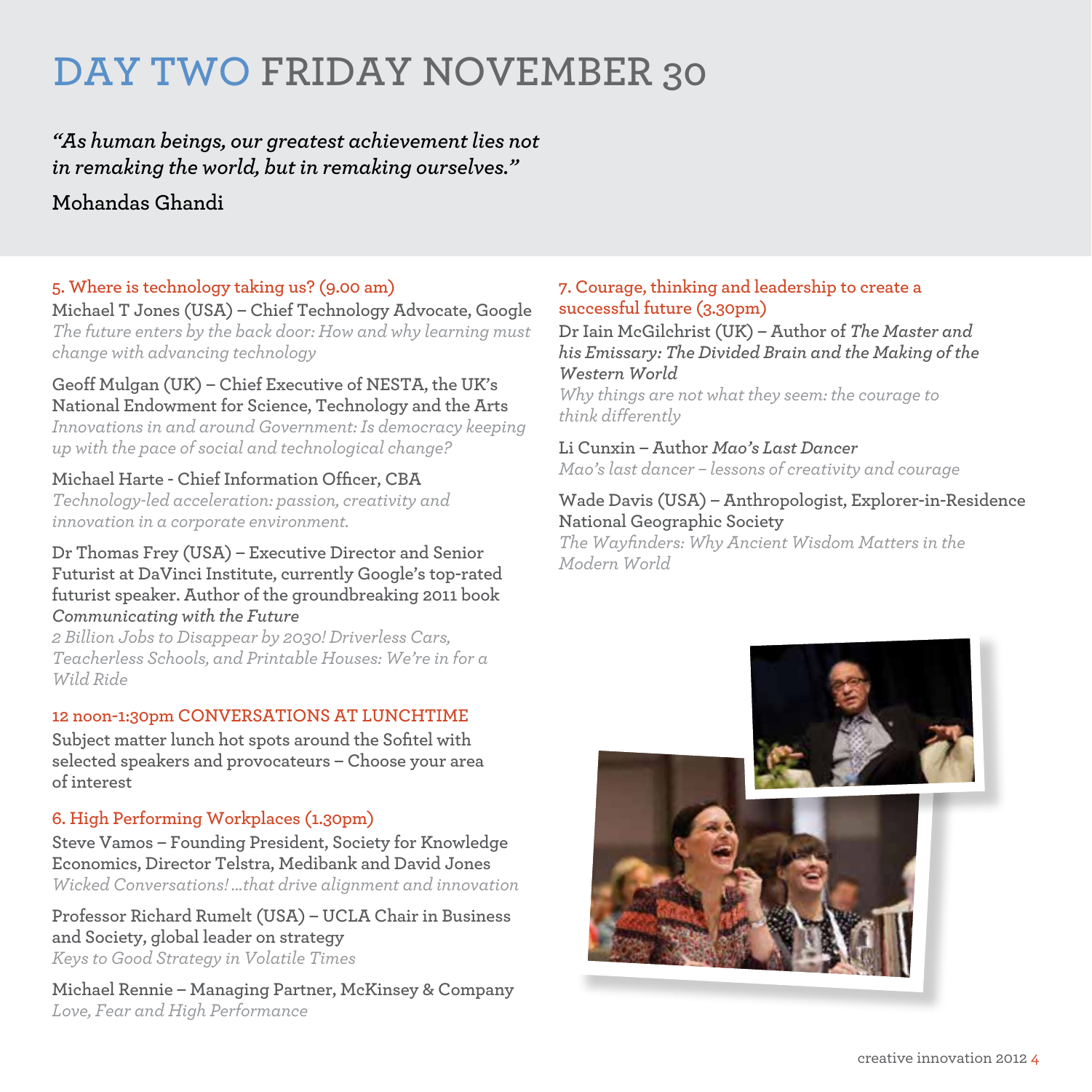# DAY TWO FRIDAY NOVEMBER 30

*"As human beings, our greatest achievement lies not in remaking the world, but in remaking ourselves."*

**Mohandas Ghandi**

## 5. Where is technology taking us? (9.00 am)

**Michael T Jones (USA) – Chief Technology Advocate, Google**
*The future enters by the back door: How and why learning must change with advancing technology*

**Geoff Mulgan (UK) – Chief Executive of NESTA, the UK's National Endowment for Science, Technology and the Arts**
*Innovations in and around Government: Is democracy keeping up with the pace of social and technological change?*

**Michael Harte - Chief Information Officer, CBA**
*Technology-led acceleration: passion, creativity and innovation in a corporate environment.*

**Dr Thomas Frey (USA) – Executive Director and Senior Futurist at DaVinci Institute, currently Google's top-rated futurist speaker. Author of the groundbreaking 2011 book *Communicating with the Future***
*2 Billion Jobs to Disappear by 2030! Driverless Cars, Teacherless Schools, and Printable Houses: We're in for a Wild Ride*

## 12 noon-1:30pm CONVERSATIONS AT LUNCHTIME

**Subject matter lunch hot spots around the Sofitel with selected speakers and provocateurs – Choose your area of interest**

## 6. High Performing Workplaces (1.30pm)

**Steve Vamos – Founding President, Society for Knowledge Economics, Director Telstra, Medibank and David Jones**
*Wicked Conversations! ...that drive alignment and innovation*

**Professor Richard Rumelt (USA) – UCLA Chair in Business and Society, global leader on strategy**
*Keys to Good Strategy in Volatile Times*

**Michael Rennie – Managing Partner, McKinsey & Company**
*Love, Fear and High Performance*

## 7. Courage, thinking and leadership to create a successful future (3.30pm)

**Dr Iain McGilchrist (UK) – Author of *The Master and his Emissary: The Divided Brain and the Making of the Western World***
*Why things are not what they seem: the courage to think differently*

**Li Cunxin – Author *Mao's Last Dancer***
*Mao's last dancer – lessons of creativity and courage*

**Wade Davis (USA) – Anthropologist, Explorer-in-Residence National Geographic Society**
*The Wayfinders: Why Ancient Wisdom Matters in the Modern World*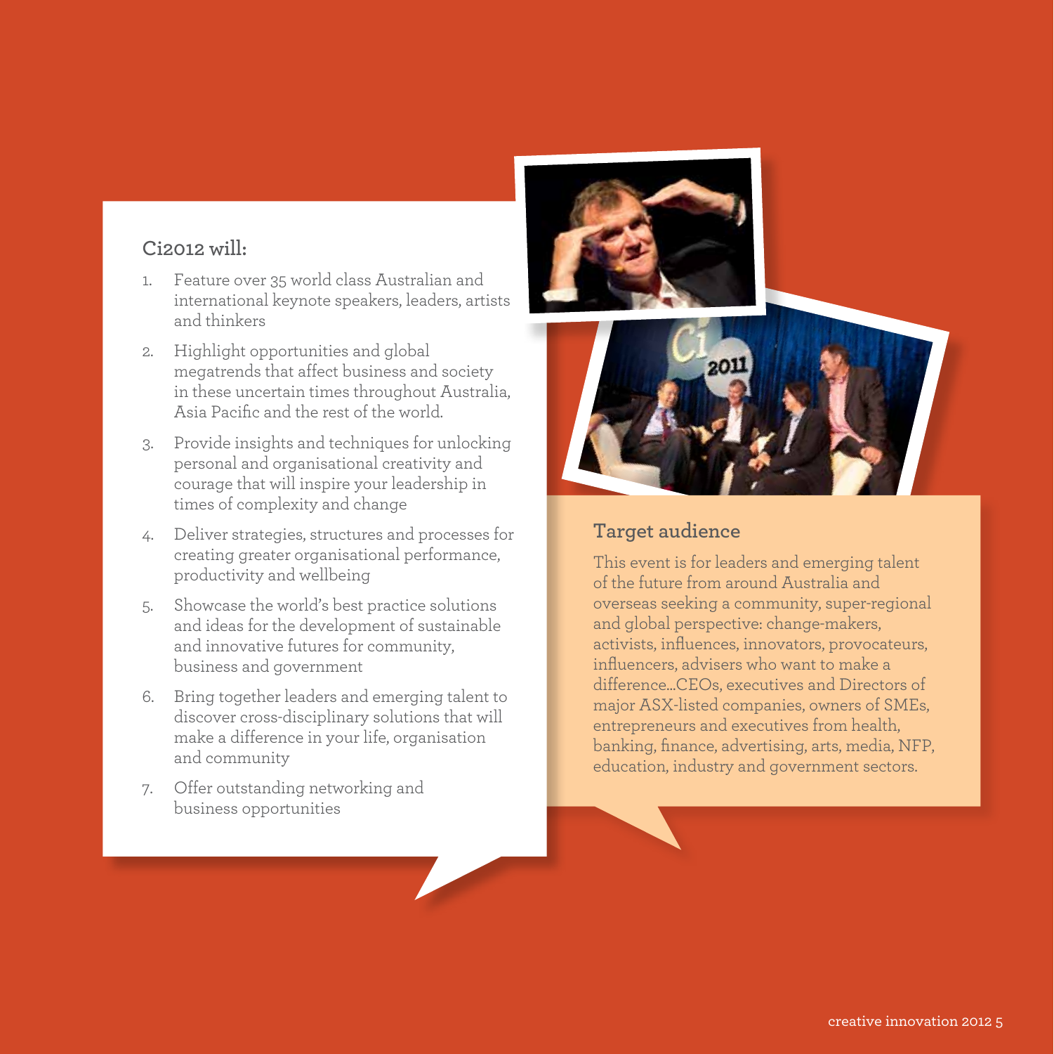## Ci2012 will:

1. Feature over 35 world class Australian and international keynote speakers, leaders, artists and thinkers
2. Highlight opportunities and global megatrends that affect business and society in these uncertain times throughout Australia, Asia Pacific and the rest of the world.
3. Provide insights and techniques for unlocking personal and organisational creativity and courage that will inspire your leadership in times of complexity and change
4. Deliver strategies, structures and processes for creating greater organisational performance, productivity and wellbeing
5. Showcase the world's best practice solutions and ideas for the development of sustainable and innovative futures for community, business and government
6. Bring together leaders and emerging talent to discover cross-disciplinary solutions that will make a difference in your life, organisation and community
7. Offer outstanding networking and business opportunities

## Target audience

This event is for leaders and emerging talent of the future from around Australia and overseas seeking a community, super-regional and global perspective: change-makers, activists, influences, innovators, provocateurs, influencers, advisers who want to make a difference...CEOs, executives and Directors of major ASX-listed companies, owners of SMEs, entrepreneurs and executives from health, banking, finance, advertising, arts, media, NFP, education, industry and government sectors.